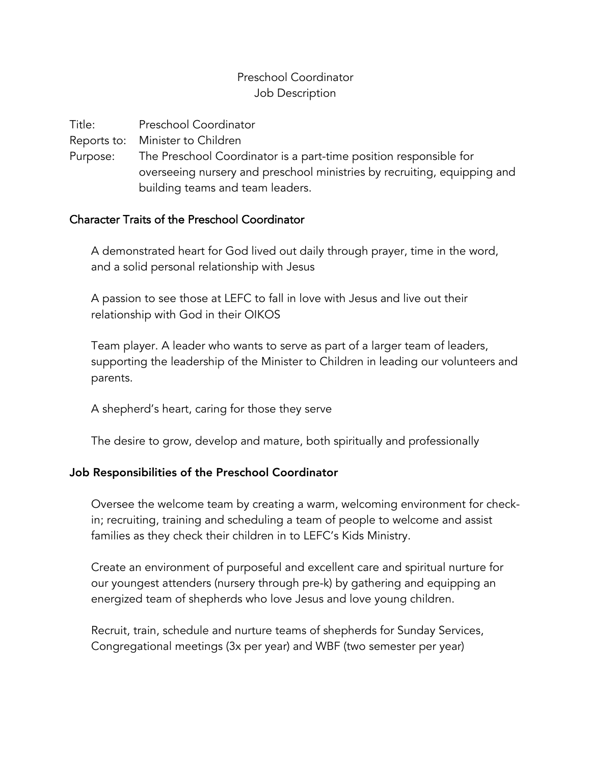# Preschool Coordinator
# Job Description

Title: Preschool Coordinator

Reports to: Minister to Children

Purpose: The Preschool Coordinator is a part-time position responsible for overseeing nursery and preschool ministries by recruiting, equipping and building teams and team leaders.

## Character Traits of the Preschool Coordinator

A demonstrated heart for God lived out daily through prayer, time in the word, and a solid personal relationship with Jesus

A passion to see those at LEFC to fall in love with Jesus and live out their relationship with God in their OIKOS

Team player. A leader who wants to serve as part of a larger team of leaders, supporting the leadership of the Minister to Children in leading our volunteers and parents.

A shepherd's heart, caring for those they serve

The desire to grow, develop and mature, both spiritually and professionally

## Job Responsibilities of the Preschool Coordinator

Oversee the welcome team by creating a warm, welcoming environment for check-in; recruiting, training and scheduling a team of people to welcome and assist families as they check their children in to LEFC's Kids Ministry.

Create an environment of purposeful and excellent care and spiritual nurture for our youngest attenders (nursery through pre-k) by gathering and equipping an energized team of shepherds who love Jesus and love young children.

Recruit, train, schedule and nurture teams of shepherds for Sunday Services, Congregational meetings (3x per year) and WBF (two semester per year)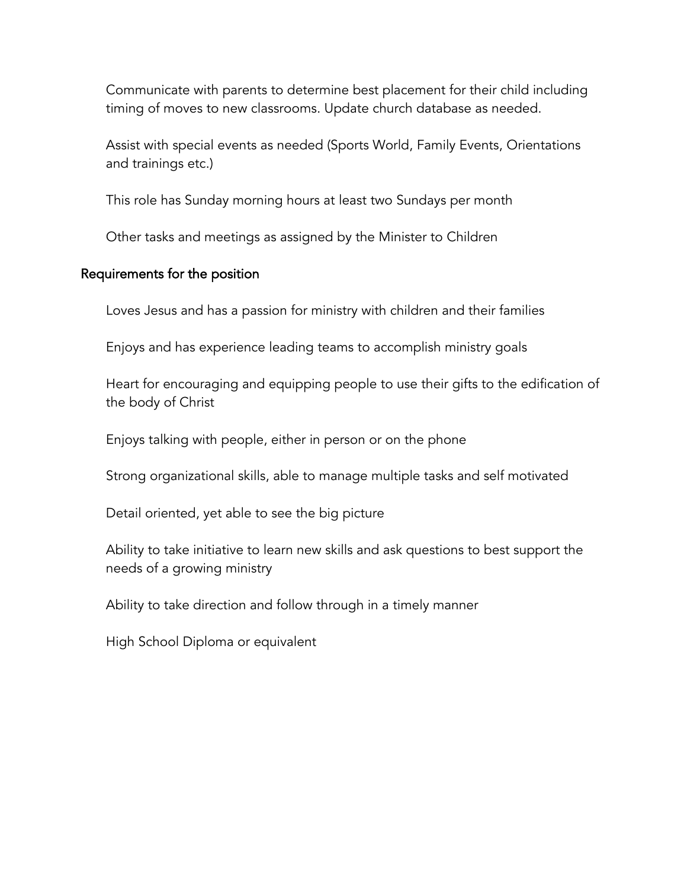Communicate with parents to determine best placement for their child including timing of moves to new classrooms. Update church database as needed.

Assist with special events as needed (Sports World, Family Events, Orientations and trainings etc.)

This role has Sunday morning hours at least two Sundays per month

Other tasks and meetings as assigned by the Minister to Children

## Requirements for the position

Loves Jesus and has a passion for ministry with children and their families

Enjoys and has experience leading teams to accomplish ministry goals

Heart for encouraging and equipping people to use their gifts to the edification of the body of Christ

Enjoys talking with people, either in person or on the phone

Strong organizational skills, able to manage multiple tasks and self motivated

Detail oriented, yet able to see the big picture

Ability to take initiative to learn new skills and ask questions to best support the needs of a growing ministry

Ability to take direction and follow through in a timely manner

High School Diploma or equivalent